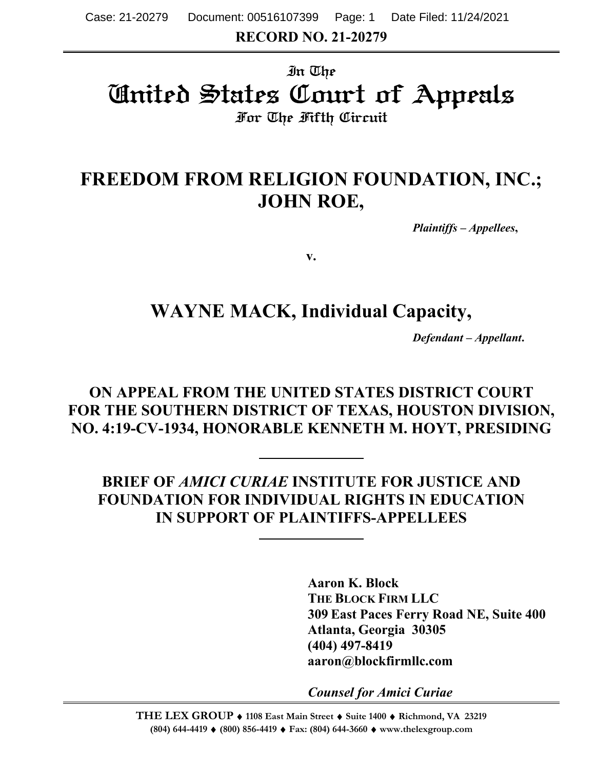**RECORD NO. 21-20279**

# In The
# United States Court of Appeals
## For The Fifth Circuit

## FREEDOM FROM RELIGION FOUNDATION, INC.; JOHN ROE,

*Plaintiffs – Appellees*,

v.

## WAYNE MACK, Individual Capacity,

*Defendant – Appellant*.

**ON APPEAL FROM THE UNITED STATES DISTRICT COURT FOR THE SOUTHERN DISTRICT OF TEXAS, HOUSTON DIVISION, NO. 4:19-CV-1934, HONORABLE KENNETH M. HOYT, PRESIDING**

**BRIEF OF *AMICI CURIAE* INSTITUTE FOR JUSTICE AND FOUNDATION FOR INDIVIDUAL RIGHTS IN EDUCATION IN SUPPORT OF PLAINTIFFS-APPELLEES**

**Aaron K. Block**
**THE BLOCK FIRM LLC**
**309 East Paces Ferry Road NE, Suite 400**
**Atlanta, Georgia 30305**
**(404) 497-8419**
**aaron@blockfirmllc.com**

***Counsel for Amici Curiae***

**THE LEX GROUP ♦ 1108 East Main Street ♦ Suite 1400 ♦ Richmond, VA 23219**
**(804) 644-4419 ♦ (800) 856-4419 ♦ Fax: (804) 644-3660 ♦ www.thelexgroup.com**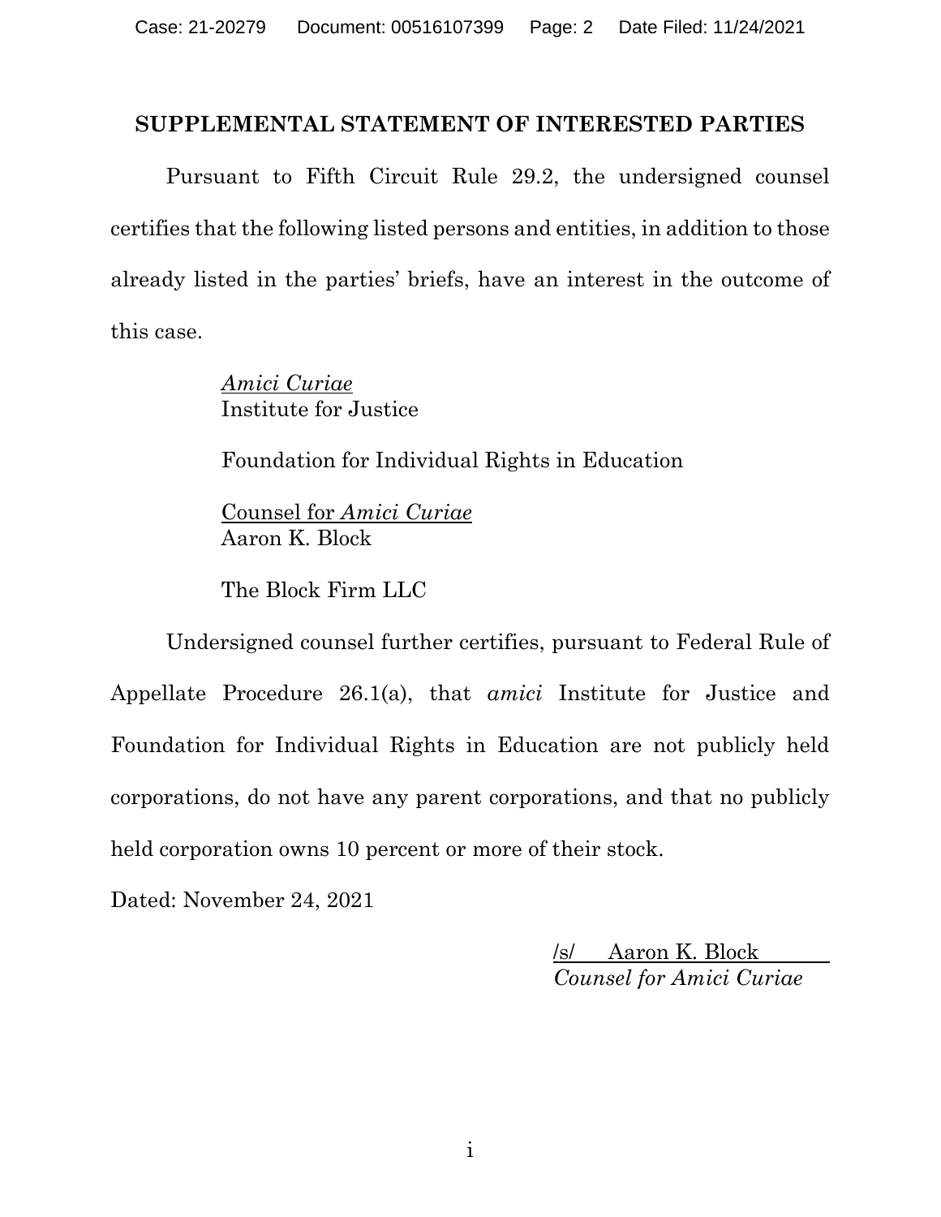## SUPPLEMENTAL STATEMENT OF INTERESTED PARTIES

Pursuant to Fifth Circuit Rule 29.2, the undersigned counsel certifies that the following listed persons and entities, in addition to those already listed in the parties' briefs, have an interest in the outcome of this case.

> *Amici Curiae*
> Institute for Justice
>
> Foundation for Individual Rights in Education
>
> Counsel for *Amici Curiae*
> Aaron K. Block
>
> The Block Firm LLC

Undersigned counsel further certifies, pursuant to Federal Rule of Appellate Procedure 26.1(a), that *amici* Institute for Justice and Foundation for Individual Rights in Education are not publicly held corporations, do not have any parent corporations, and that no publicly held corporation owns 10 percent or more of their stock.

Dated: November 24, 2021

/s/ Aaron K. Block
*Counsel for Amici Curiae*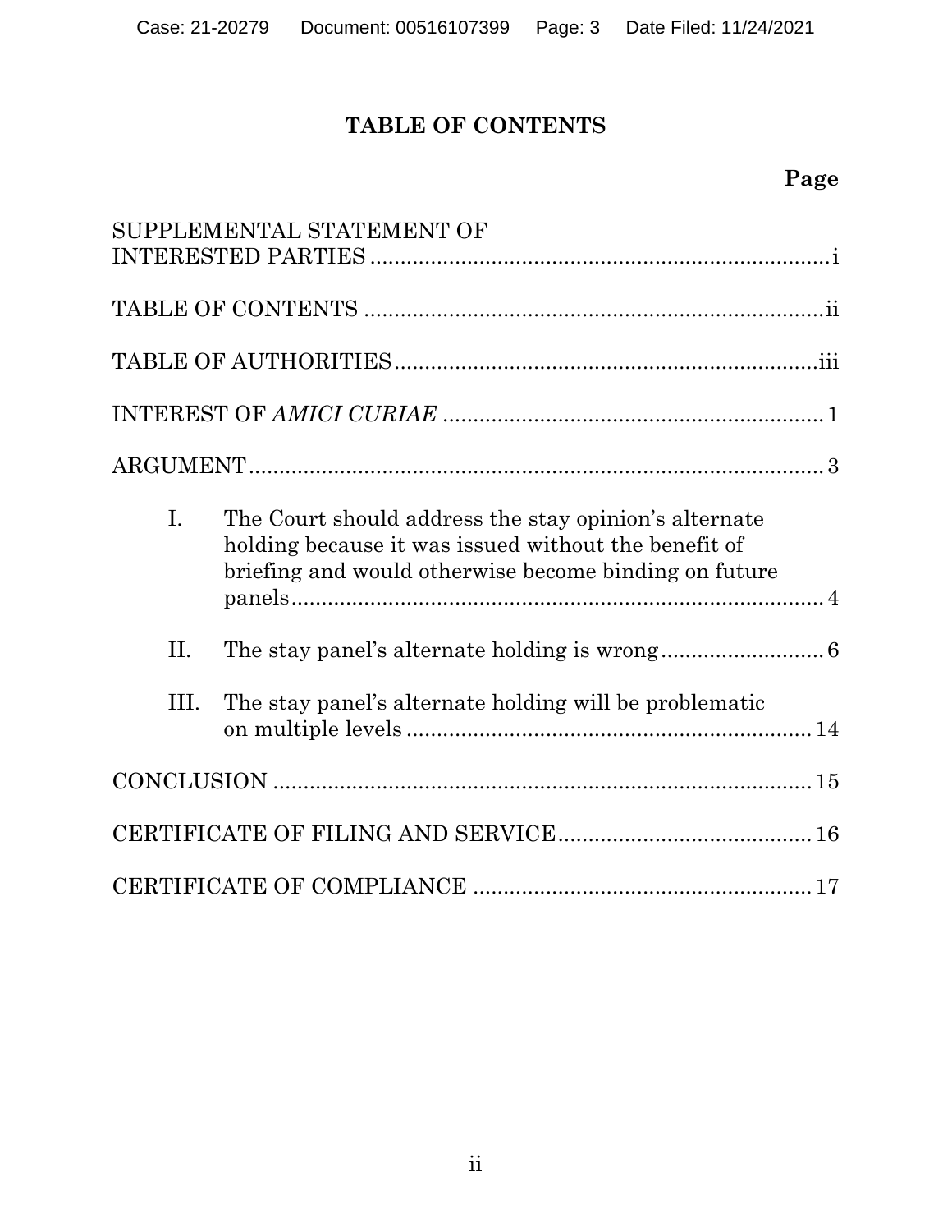# TABLE OF CONTENTS

| | Page |
|---|---|
| SUPPLEMENTAL STATEMENT OF INTERESTED PARTIES | i |
| TABLE OF CONTENTS | ii |
| TABLE OF AUTHORITIES | iii |
| INTEREST OF *AMICI CURIAE* | 1 |
| ARGUMENT | 3 |
| I. The Court should address the stay opinion's alternate holding because it was issued without the benefit of briefing and would otherwise become binding on future panels | 4 |
| II. The stay panel's alternate holding is wrong | 6 |
| III. The stay panel's alternate holding will be problematic on multiple levels | 14 |
| CONCLUSION | 15 |
| CERTIFICATE OF FILING AND SERVICE | 16 |
| CERTIFICATE OF COMPLIANCE | 17 |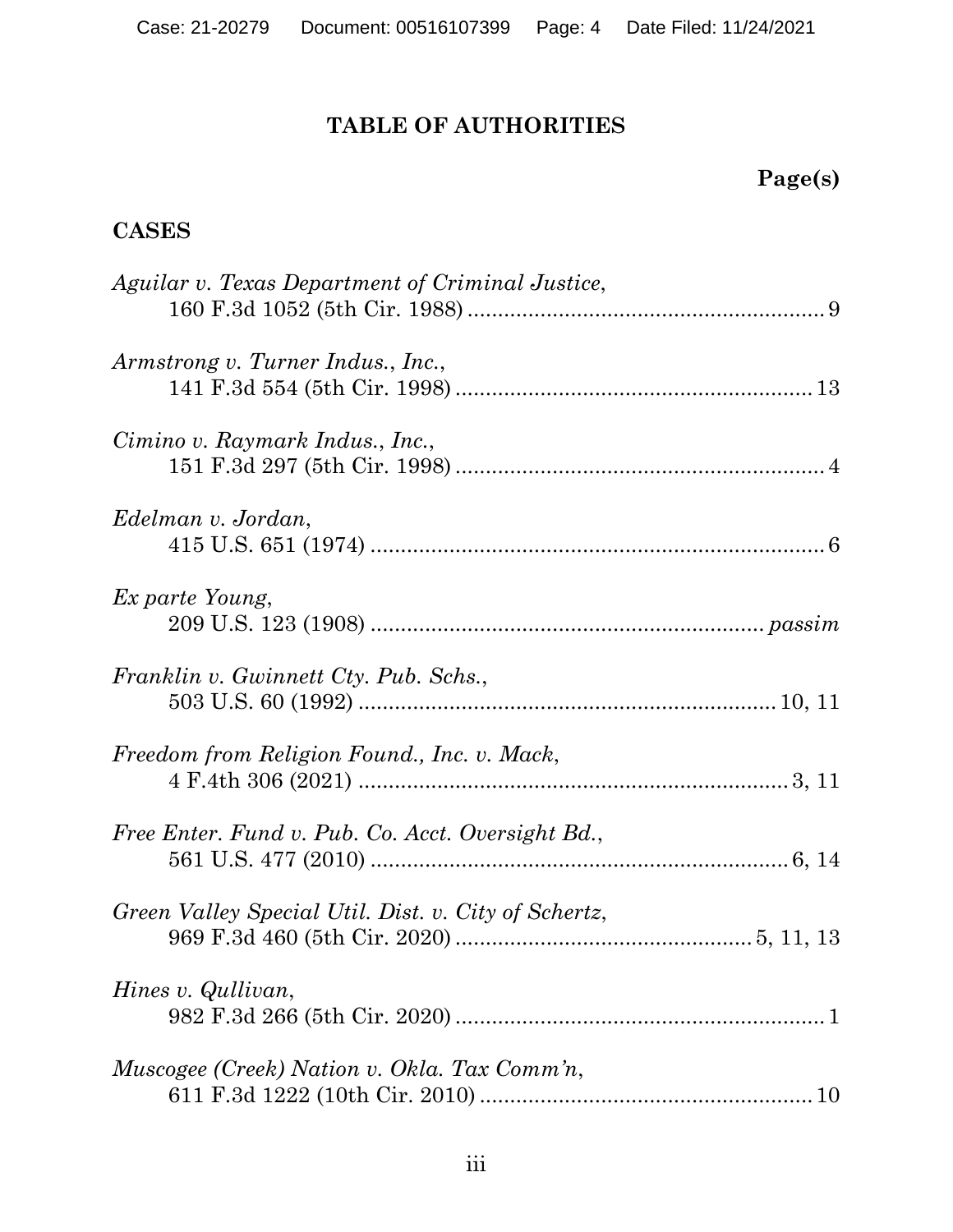# TABLE OF AUTHORITIES

**Page(s)**

## CASES

*Aguilar v. Texas Department of Criminal Justice*,
160 F.3d 1052 (5th Cir. 1988) .......... 9

*Armstrong v. Turner Indus., Inc.*,
141 F.3d 554 (5th Cir. 1998) .......... 13

*Cimino v. Raymark Indus., Inc.*,
151 F.3d 297 (5th Cir. 1998) .......... 4

*Edelman v. Jordan*,
415 U.S. 651 (1974) .......... 6

*Ex parte Young*,
209 U.S. 123 (1908) .......... *passim*

*Franklin v. Gwinnett Cty. Pub. Schs.*,
503 U.S. 60 (1992) .......... 10, 11

*Freedom from Religion Found., Inc. v. Mack*,
4 F.4th 306 (2021) .......... 3, 11

*Free Enter. Fund v. Pub. Co. Acct. Oversight Bd.*,
561 U.S. 477 (2010) .......... 6, 14

*Green Valley Special Util. Dist. v. City of Schertz*,
969 F.3d 460 (5th Cir. 2020) .......... 5, 11, 13

*Hines v. Qullivan*,
982 F.3d 266 (5th Cir. 2020) .......... 1

*Muscogee (Creek) Nation v. Okla. Tax Comm'n*,
611 F.3d 1222 (10th Cir. 2010) .......... 10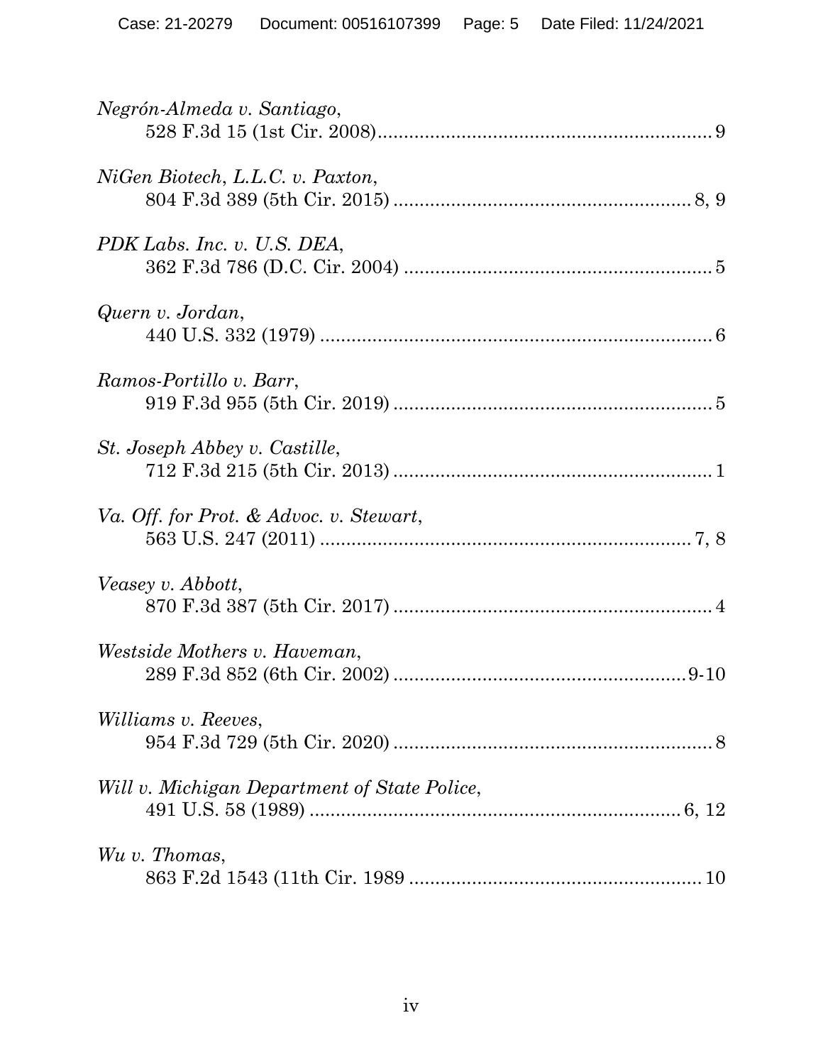*Negrón-Almeda v. Santiago*,
528 F.3d 15 (1st Cir. 2008)................................................................ 9

*NiGen Biotech, L.L.C. v. Paxton*,
804 F.3d 389 (5th Cir. 2015) .......................................................... 8, 9

*PDK Labs. Inc. v. U.S. DEA*,
362 F.3d 786 (D.C. Cir. 2004) ........................................................... 5

*Quern v. Jordan*,
440 U.S. 332 (1979) ........................................................................... 6

*Ramos-Portillo v. Barr*,
919 F.3d 955 (5th Cir. 2019) ............................................................. 5

*St. Joseph Abbey v. Castille*,
712 F.3d 215 (5th Cir. 2013) ............................................................. 1

*Va. Off. for Prot. & Advoc. v. Stewart*,
563 U.S. 247 (2011) ........................................................................ 7, 8

*Veasey v. Abbott*,
870 F.3d 387 (5th Cir. 2017) ............................................................. 4

*Westside Mothers v. Haveman*,
289 F.3d 852 (6th Cir. 2002) .........................................................9-10

*Williams v. Reeves*,
954 F.3d 729 (5th Cir. 2020) ............................................................. 8

*Will v. Michigan Department of State Police*,
491 U.S. 58 (1989) ........................................................................ 6, 12

*Wu v. Thomas*,
863 F.2d 1543 (11th Cir. 1989 ......................................................... 10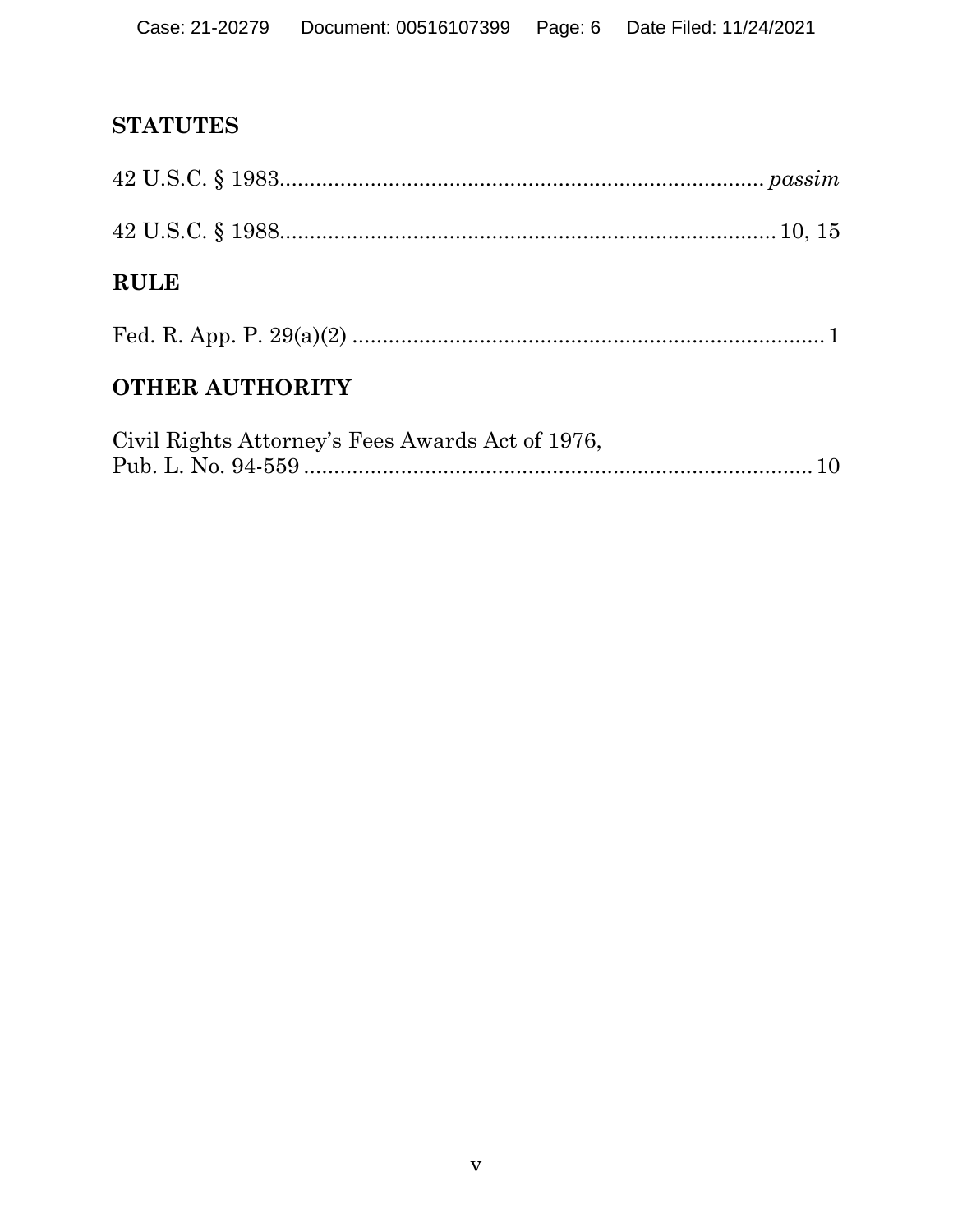## STATUTES

42 U.S.C. § 1983................................................................................. *passim*

42 U.S.C. § 1988.................................................................................. 10, 15

## RULE

Fed. R. App. P. 29(a)(2) ............................................................................... 1

## OTHER AUTHORITY

Civil Rights Attorney's Fees Awards Act of 1976,
Pub. L. No. 94-559 ..................................................................................... 10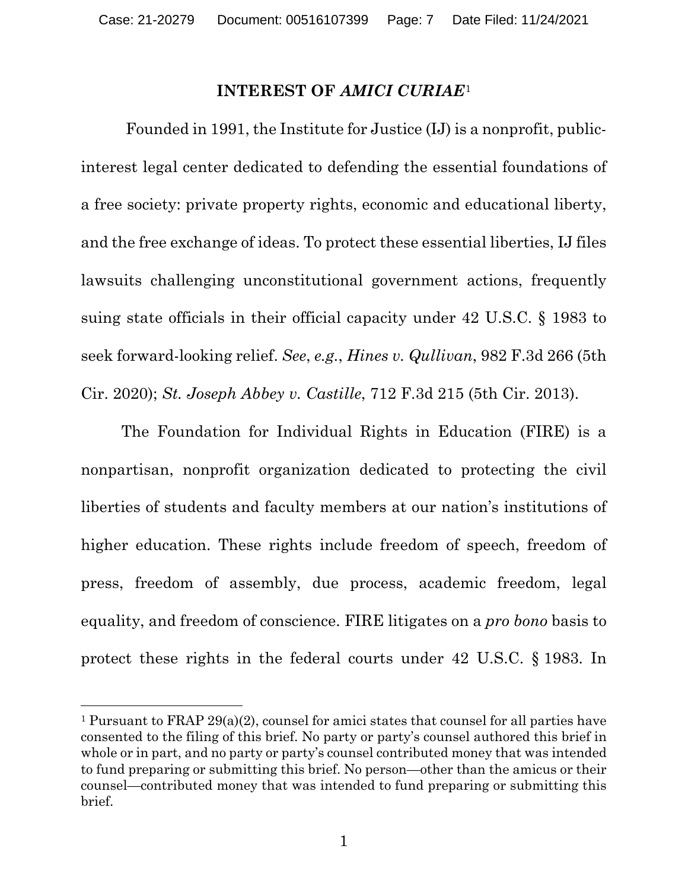# INTEREST OF *AMICI CURIAE*[1]

Founded in 1991, the Institute for Justice (IJ) is a nonprofit, public-interest legal center dedicated to defending the essential foundations of a free society: private property rights, economic and educational liberty, and the free exchange of ideas. To protect these essential liberties, IJ files lawsuits challenging unconstitutional government actions, frequently suing state officials in their official capacity under 42 U.S.C. § 1983 to seek forward-looking relief. *See*, *e.g.*, *Hines v. Qullivan*, 982 F.3d 266 (5th Cir. 2020); *St. Joseph Abbey v. Castille*, 712 F.3d 215 (5th Cir. 2013).

The Foundation for Individual Rights in Education (FIRE) is a nonpartisan, nonprofit organization dedicated to protecting the civil liberties of students and faculty members at our nation's institutions of higher education. These rights include freedom of speech, freedom of press, freedom of assembly, due process, academic freedom, legal equality, and freedom of conscience. FIRE litigates on a *pro bono* basis to protect these rights in the federal courts under 42 U.S.C. § 1983. In

---

[1] Pursuant to FRAP 29(a)(2), counsel for amici states that counsel for all parties have consented to the filing of this brief. No party or party's counsel authored this brief in whole or in part, and no party or party's counsel contributed money that was intended to fund preparing or submitting this brief. No person—other than the amicus or their counsel—contributed money that was intended to fund preparing or submitting this brief.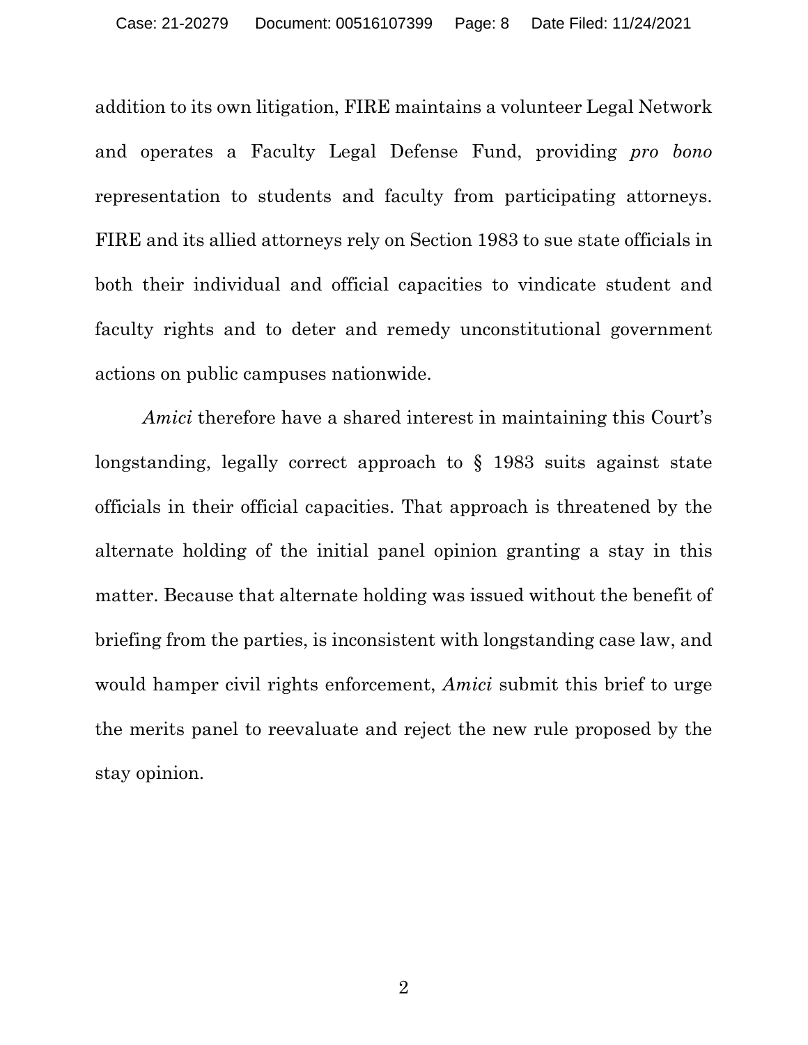addition to its own litigation, FIRE maintains a volunteer Legal Network and operates a Faculty Legal Defense Fund, providing *pro bono* representation to students and faculty from participating attorneys. FIRE and its allied attorneys rely on Section 1983 to sue state officials in both their individual and official capacities to vindicate student and faculty rights and to deter and remedy unconstitutional government actions on public campuses nationwide.

*Amici* therefore have a shared interest in maintaining this Court's longstanding, legally correct approach to § 1983 suits against state officials in their official capacities. That approach is threatened by the alternate holding of the initial panel opinion granting a stay in this matter. Because that alternate holding was issued without the benefit of briefing from the parties, is inconsistent with longstanding case law, and would hamper civil rights enforcement, *Amici* submit this brief to urge the merits panel to reevaluate and reject the new rule proposed by the stay opinion.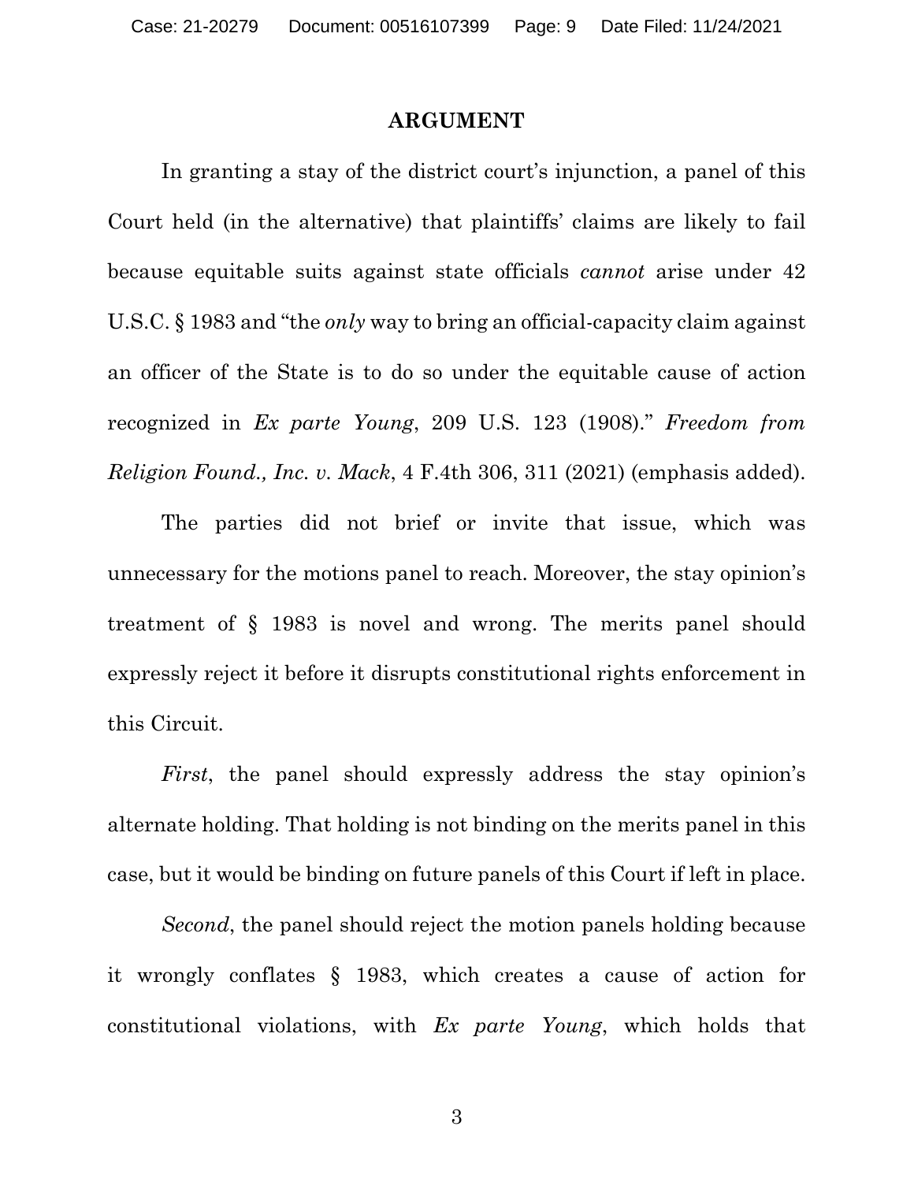## ARGUMENT

In granting a stay of the district court's injunction, a panel of this Court held (in the alternative) that plaintiffs' claims are likely to fail because equitable suits against state officials *cannot* arise under 42 U.S.C. § 1983 and "the *only* way to bring an official-capacity claim against an officer of the State is to do so under the equitable cause of action recognized in *Ex parte Young*, 209 U.S. 123 (1908)." *Freedom from Religion Found., Inc. v. Mack*, 4 F.4th 306, 311 (2021) (emphasis added).

The parties did not brief or invite that issue, which was unnecessary for the motions panel to reach. Moreover, the stay opinion's treatment of § 1983 is novel and wrong. The merits panel should expressly reject it before it disrupts constitutional rights enforcement in this Circuit.

*First*, the panel should expressly address the stay opinion's alternate holding. That holding is not binding on the merits panel in this case, but it would be binding on future panels of this Court if left in place.

*Second*, the panel should reject the motion panels holding because it wrongly conflates § 1983, which creates a cause of action for constitutional violations, with *Ex parte Young*, which holds that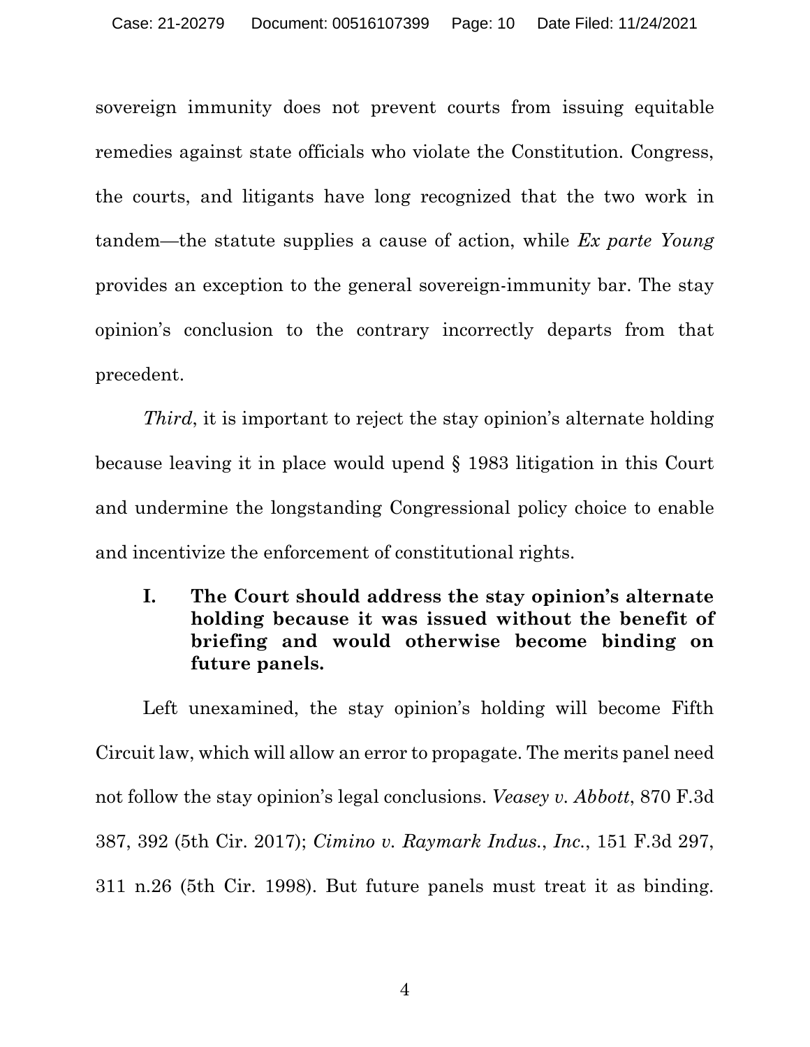sovereign immunity does not prevent courts from issuing equitable remedies against state officials who violate the Constitution. Congress, the courts, and litigants have long recognized that the two work in tandem—the statute supplies a cause of action, while *Ex parte Young* provides an exception to the general sovereign-immunity bar. The stay opinion's conclusion to the contrary incorrectly departs from that precedent.

*Third*, it is important to reject the stay opinion's alternate holding because leaving it in place would upend § 1983 litigation in this Court and undermine the longstanding Congressional policy choice to enable and incentivize the enforcement of constitutional rights.

## I. The Court should address the stay opinion's alternate holding because it was issued without the benefit of briefing and would otherwise become binding on future panels.

Left unexamined, the stay opinion's holding will become Fifth Circuit law, which will allow an error to propagate. The merits panel need not follow the stay opinion's legal conclusions. *Veasey v. Abbott*, 870 F.3d 387, 392 (5th Cir. 2017); *Cimino v. Raymark Indus., Inc.*, 151 F.3d 297, 311 n.26 (5th Cir. 1998). But future panels must treat it as binding.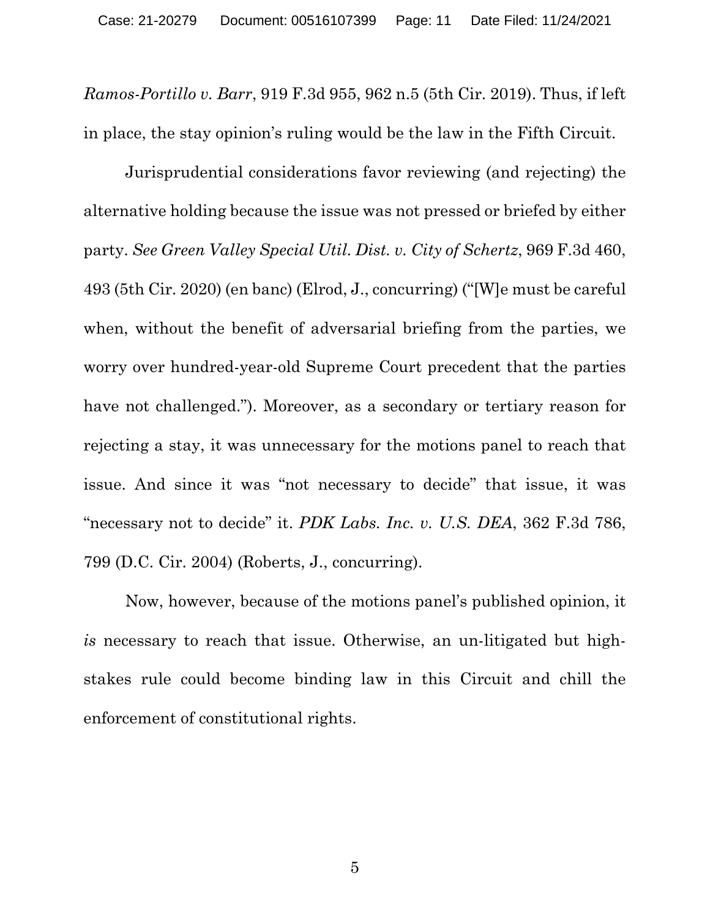*Ramos-Portillo v. Barr*, 919 F.3d 955, 962 n.5 (5th Cir. 2019). Thus, if left in place, the stay opinion's ruling would be the law in the Fifth Circuit.

Jurisprudential considerations favor reviewing (and rejecting) the alternative holding because the issue was not pressed or briefed by either party. *See Green Valley Special Util. Dist. v. City of Schertz*, 969 F.3d 460, 493 (5th Cir. 2020) (en banc) (Elrod, J., concurring) ("[W]e must be careful when, without the benefit of adversarial briefing from the parties, we worry over hundred-year-old Supreme Court precedent that the parties have not challenged."). Moreover, as a secondary or tertiary reason for rejecting a stay, it was unnecessary for the motions panel to reach that issue. And since it was "not necessary to decide" that issue, it was "necessary not to decide" it. *PDK Labs. Inc. v. U.S. DEA*, 362 F.3d 786, 799 (D.C. Cir. 2004) (Roberts, J., concurring).

Now, however, because of the motions panel's published opinion, it *is* necessary to reach that issue. Otherwise, an un-litigated but high-stakes rule could become binding law in this Circuit and chill the enforcement of constitutional rights.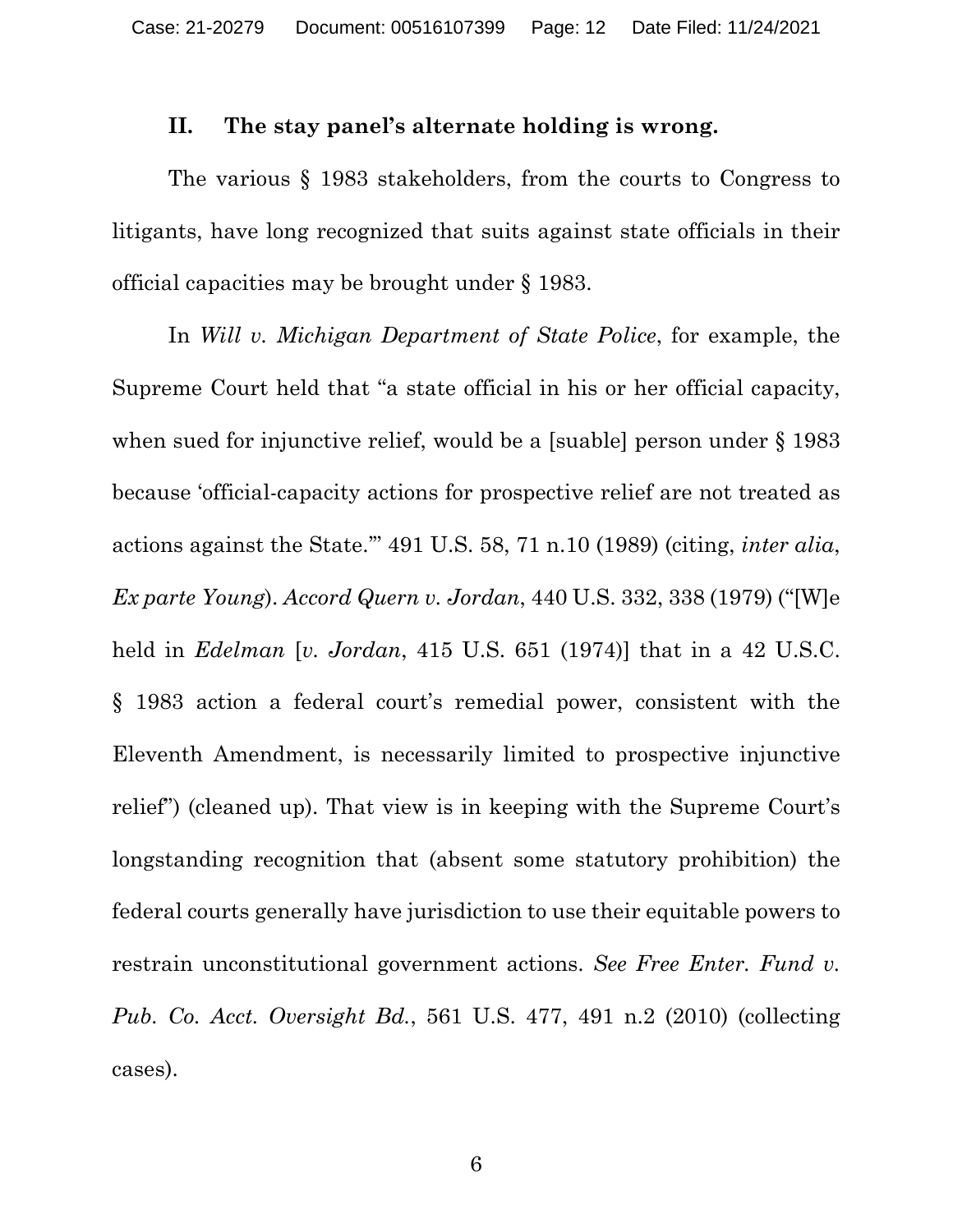## II. The stay panel's alternate holding is wrong.

The various § 1983 stakeholders, from the courts to Congress to litigants, have long recognized that suits against state officials in their official capacities may be brought under § 1983.

In *Will v. Michigan Department of State Police*, for example, the Supreme Court held that "a state official in his or her official capacity, when sued for injunctive relief, would be a [suable] person under § 1983 because 'official-capacity actions for prospective relief are not treated as actions against the State.'" 491 U.S. 58, 71 n.10 (1989) (citing, *inter alia*, *Ex parte Young*). *Accord Quern v. Jordan*, 440 U.S. 332, 338 (1979) ("[W]e held in *Edelman* [*v. Jordan*, 415 U.S. 651 (1974)] that in a 42 U.S.C. § 1983 action a federal court's remedial power, consistent with the Eleventh Amendment, is necessarily limited to prospective injunctive relief") (cleaned up). That view is in keeping with the Supreme Court's longstanding recognition that (absent some statutory prohibition) the federal courts generally have jurisdiction to use their equitable powers to restrain unconstitutional government actions. *See Free Enter. Fund v. Pub. Co. Acct. Oversight Bd.*, 561 U.S. 477, 491 n.2 (2010) (collecting cases).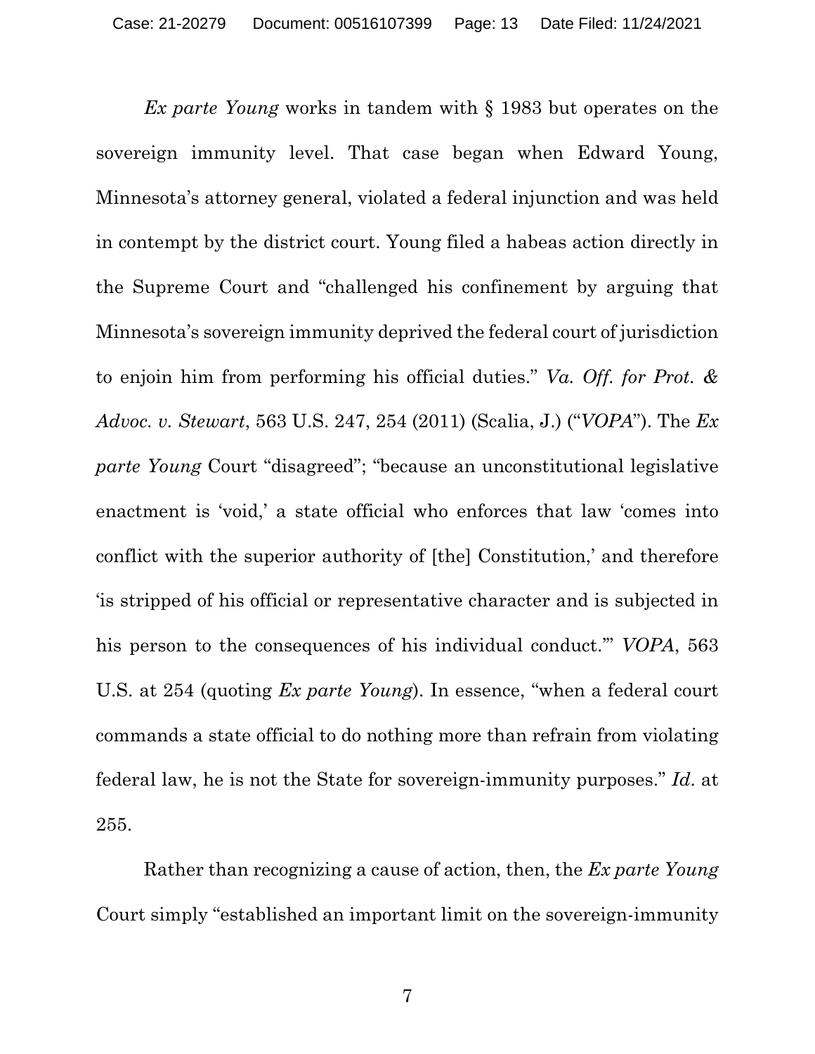*Ex parte Young* works in tandem with § 1983 but operates on the sovereign immunity level. That case began when Edward Young, Minnesota's attorney general, violated a federal injunction and was held in contempt by the district court. Young filed a habeas action directly in the Supreme Court and "challenged his confinement by arguing that Minnesota's sovereign immunity deprived the federal court of jurisdiction to enjoin him from performing his official duties." *Va. Off. for Prot. & Advoc. v. Stewart*, 563 U.S. 247, 254 (2011) (Scalia, J.) ("*VOPA*"). The *Ex parte Young* Court "disagreed"; "because an unconstitutional legislative enactment is 'void,' a state official who enforces that law 'comes into conflict with the superior authority of [the] Constitution,' and therefore 'is stripped of his official or representative character and is subjected in his person to the consequences of his individual conduct.'" *VOPA*, 563 U.S. at 254 (quoting *Ex parte Young*). In essence, "when a federal court commands a state official to do nothing more than refrain from violating federal law, he is not the State for sovereign-immunity purposes." *Id.* at 255.

Rather than recognizing a cause of action, then, the *Ex parte Young* Court simply "established an important limit on the sovereign-immunity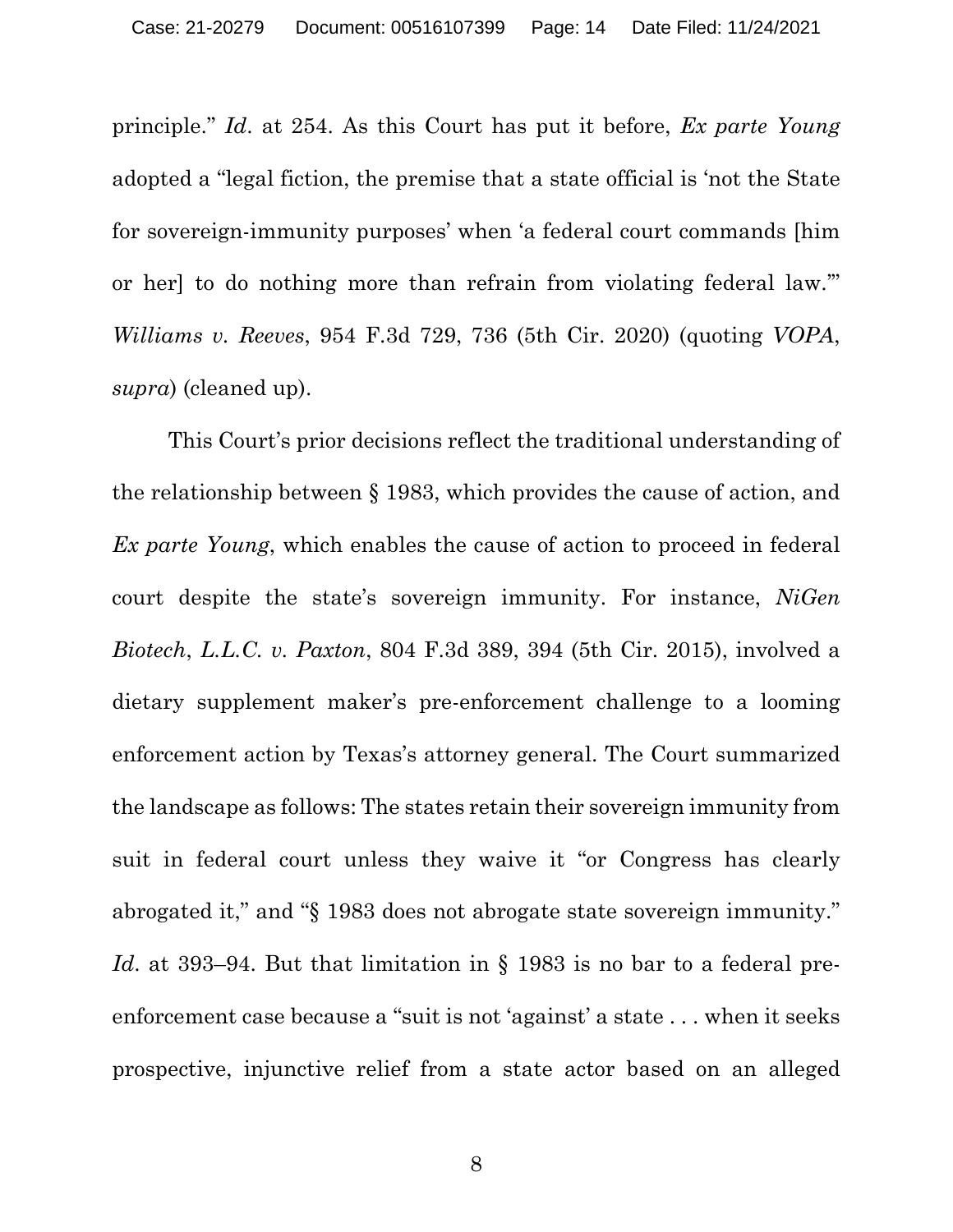principle." *Id*. at 254. As this Court has put it before, *Ex parte Young* adopted a "legal fiction, the premise that a state official is 'not the State for sovereign-immunity purposes' when 'a federal court commands [him or her] to do nothing more than refrain from violating federal law.'" *Williams v. Reeves*, 954 F.3d 729, 736 (5th Cir. 2020) (quoting *VOPA*, *supra*) (cleaned up).

This Court's prior decisions reflect the traditional understanding of the relationship between § 1983, which provides the cause of action, and *Ex parte Young*, which enables the cause of action to proceed in federal court despite the state's sovereign immunity. For instance, *NiGen Biotech*, *L.L.C. v. Paxton*, 804 F.3d 389, 394 (5th Cir. 2015), involved a dietary supplement maker's pre-enforcement challenge to a looming enforcement action by Texas's attorney general. The Court summarized the landscape as follows: The states retain their sovereign immunity from suit in federal court unless they waive it "or Congress has clearly abrogated it," and "§ 1983 does not abrogate state sovereign immunity." *Id*. at 393–94. But that limitation in § 1983 is no bar to a federal pre-enforcement case because a "suit is not 'against' a state . . . when it seeks prospective, injunctive relief from a state actor based on an alleged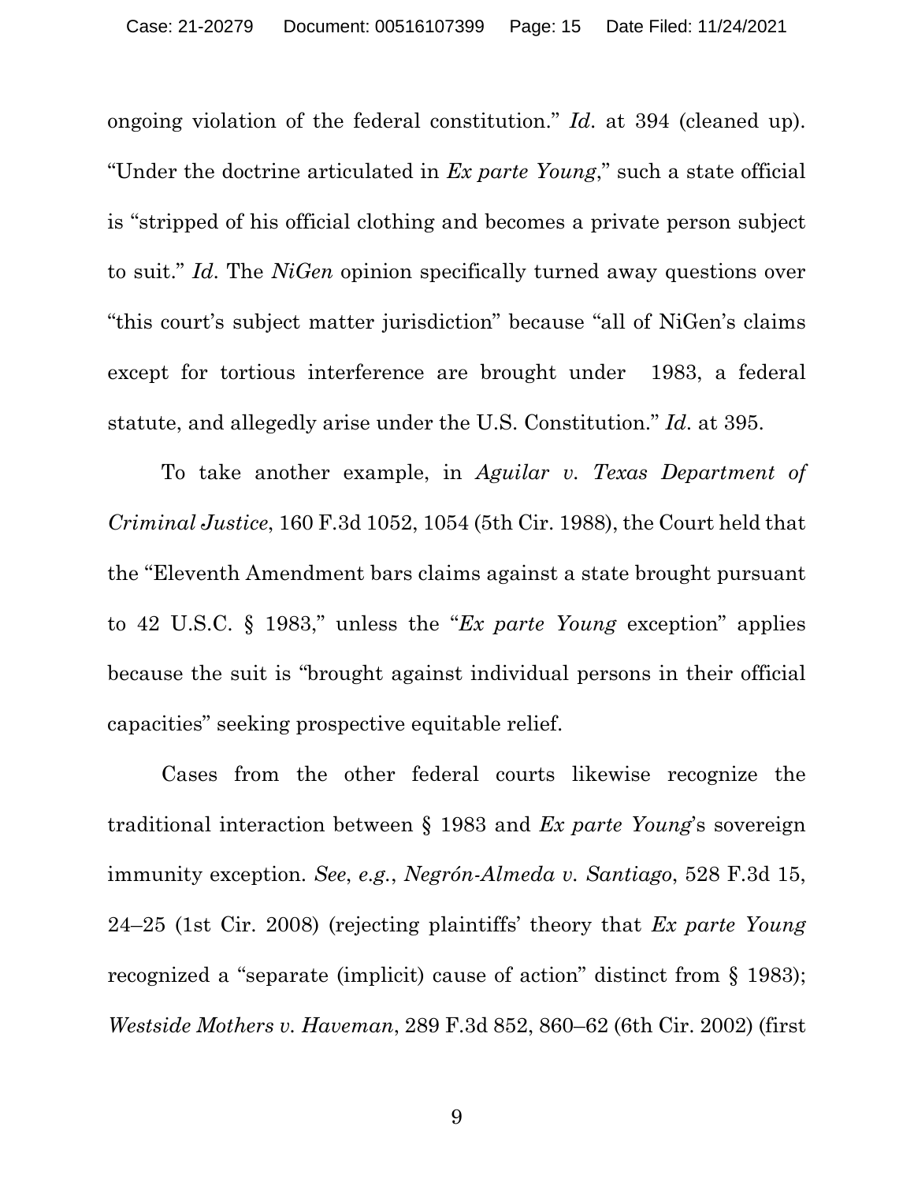ongoing violation of the federal constitution." *Id.* at 394 (cleaned up). "Under the doctrine articulated in *Ex parte Young*," such a state official is "stripped of his official clothing and becomes a private person subject to suit." *Id.* The *NiGen* opinion specifically turned away questions over "this court's subject matter jurisdiction" because "all of NiGen's claims except for tortious interference are brought under  1983, a federal statute, and allegedly arise under the U.S. Constitution." *Id.* at 395.

To take another example, in *Aguilar v. Texas Department of Criminal Justice*, 160 F.3d 1052, 1054 (5th Cir. 1988), the Court held that the "Eleventh Amendment bars claims against a state brought pursuant to 42 U.S.C. § 1983," unless the "*Ex parte Young* exception" applies because the suit is "brought against individual persons in their official capacities" seeking prospective equitable relief.

Cases from the other federal courts likewise recognize the traditional interaction between § 1983 and *Ex parte Young*'s sovereign immunity exception. *See*, *e.g.*, *Negrón-Almeda v. Santiago*, 528 F.3d 15, 24–25 (1st Cir. 2008) (rejecting plaintiffs' theory that *Ex parte Young* recognized a "separate (implicit) cause of action" distinct from § 1983); *Westside Mothers v. Haveman*, 289 F.3d 852, 860–62 (6th Cir. 2002) (first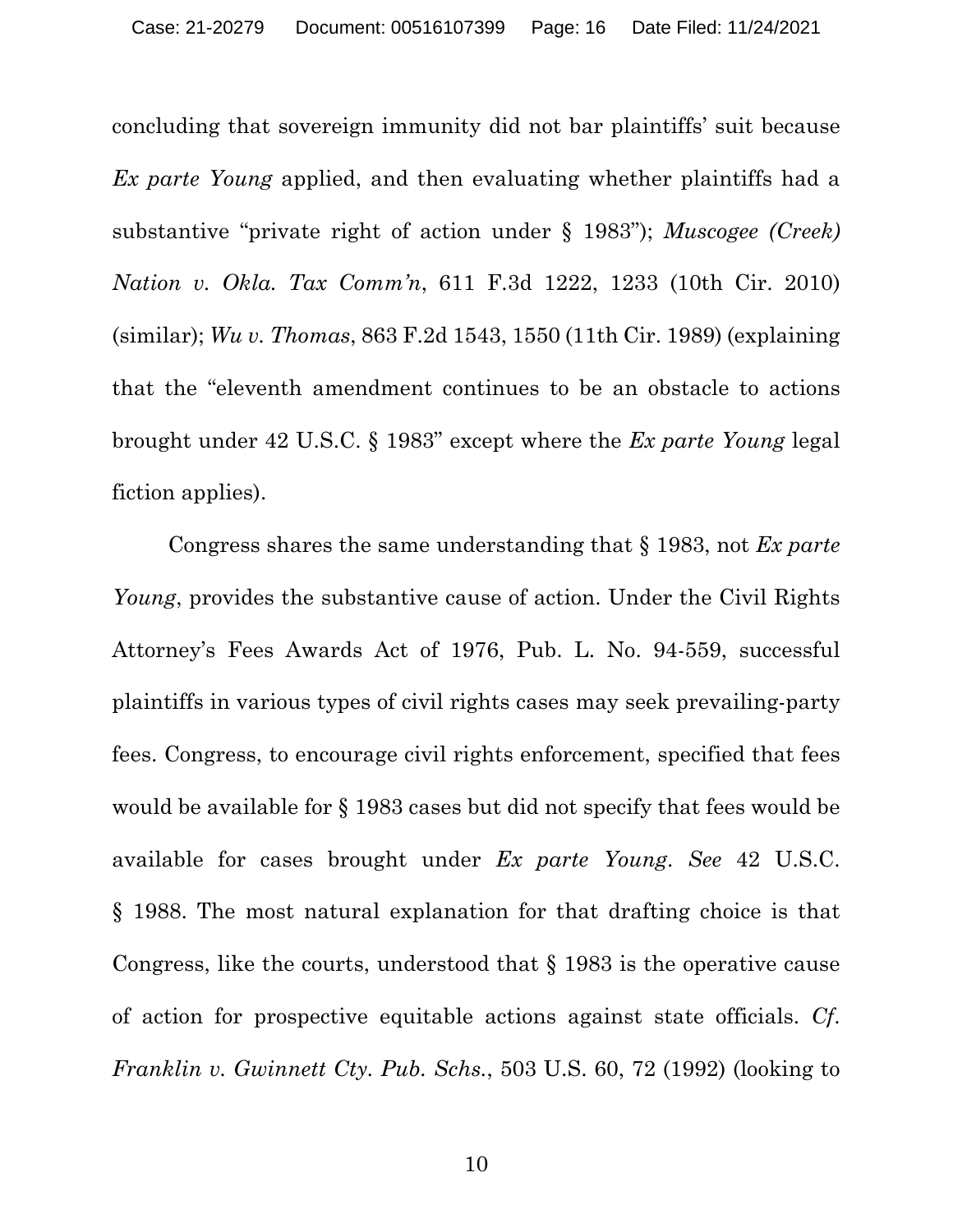concluding that sovereign immunity did not bar plaintiffs' suit because *Ex parte Young* applied, and then evaluating whether plaintiffs had a substantive "private right of action under § 1983"); *Muscogee (Creek) Nation v. Okla. Tax Comm'n*, 611 F.3d 1222, 1233 (10th Cir. 2010) (similar); *Wu v. Thomas*, 863 F.2d 1543, 1550 (11th Cir. 1989) (explaining that the "eleventh amendment continues to be an obstacle to actions brought under 42 U.S.C. § 1983" except where the *Ex parte Young* legal fiction applies).

Congress shares the same understanding that § 1983, not *Ex parte Young*, provides the substantive cause of action. Under the Civil Rights Attorney's Fees Awards Act of 1976, Pub. L. No. 94-559, successful plaintiffs in various types of civil rights cases may seek prevailing-party fees. Congress, to encourage civil rights enforcement, specified that fees would be available for § 1983 cases but did not specify that fees would be available for cases brought under *Ex parte Young*. *See* 42 U.S.C. § 1988. The most natural explanation for that drafting choice is that Congress, like the courts, understood that § 1983 is the operative cause of action for prospective equitable actions against state officials. *Cf. Franklin v. Gwinnett Cty. Pub. Schs.*, 503 U.S. 60, 72 (1992) (looking to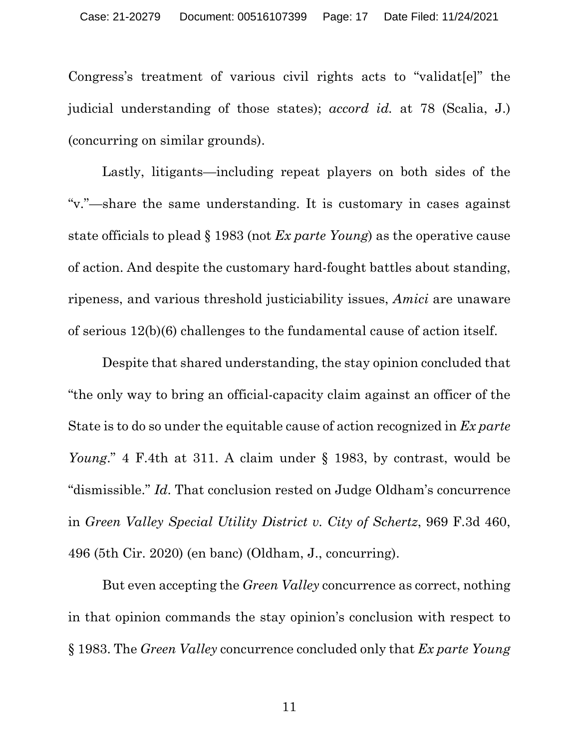Congress's treatment of various civil rights acts to "validat[e]" the judicial understanding of those states); *accord id.* at 78 (Scalia, J.) (concurring on similar grounds).

Lastly, litigants—including repeat players on both sides of the "v."—share the same understanding. It is customary in cases against state officials to plead § 1983 (not *Ex parte Young*) as the operative cause of action. And despite the customary hard-fought battles about standing, ripeness, and various threshold justiciability issues, *Amici* are unaware of serious 12(b)(6) challenges to the fundamental cause of action itself.

Despite that shared understanding, the stay opinion concluded that "the only way to bring an official-capacity claim against an officer of the State is to do so under the equitable cause of action recognized in *Ex parte Young*." 4 F.4th at 311. A claim under § 1983, by contrast, would be "dismissible." *Id.* That conclusion rested on Judge Oldham's concurrence in *Green Valley Special Utility District v. City of Schertz*, 969 F.3d 460, 496 (5th Cir. 2020) (en banc) (Oldham, J., concurring).

But even accepting the *Green Valley* concurrence as correct, nothing in that opinion commands the stay opinion's conclusion with respect to § 1983. The *Green Valley* concurrence concluded only that *Ex parte Young*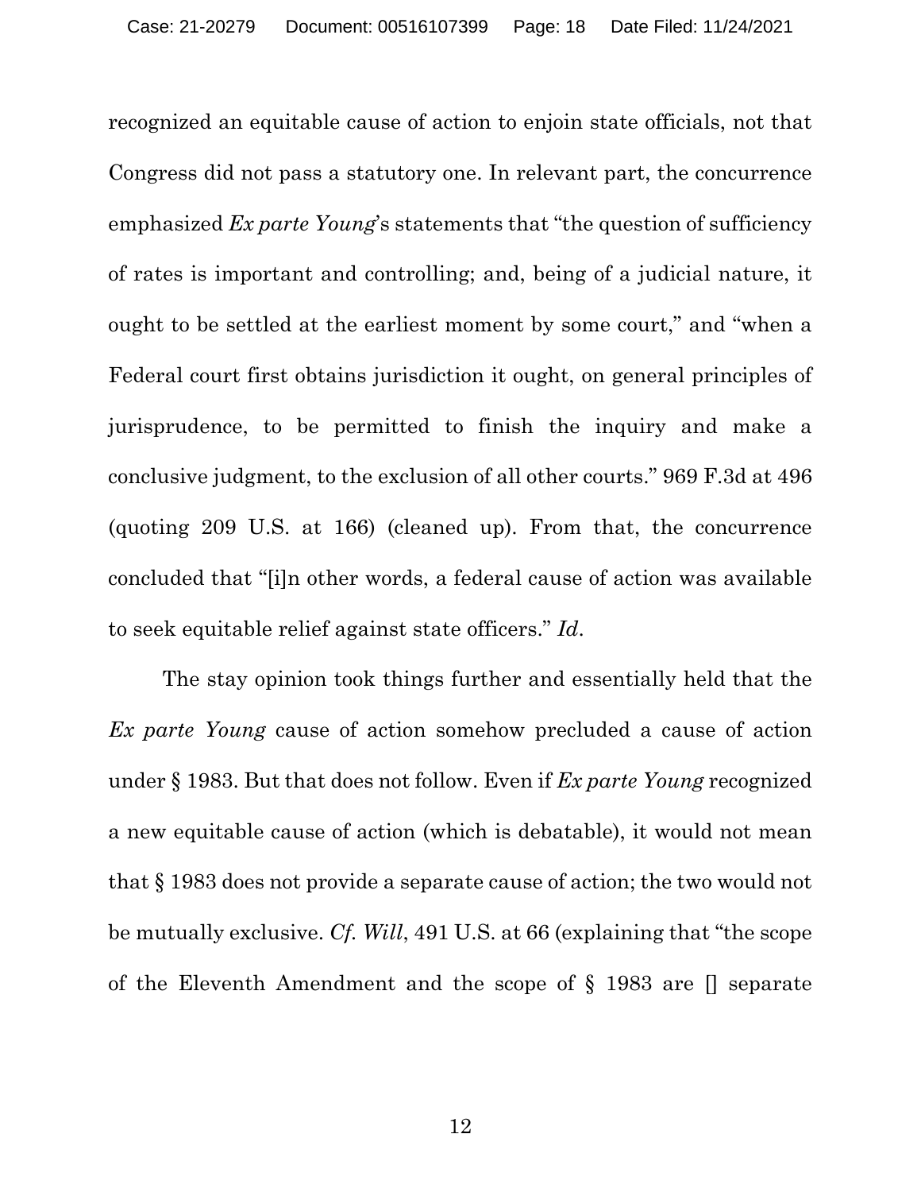recognized an equitable cause of action to enjoin state officials, not that Congress did not pass a statutory one. In relevant part, the concurrence emphasized *Ex parte Young*'s statements that "the question of sufficiency of rates is important and controlling; and, being of a judicial nature, it ought to be settled at the earliest moment by some court," and "when a Federal court first obtains jurisdiction it ought, on general principles of jurisprudence, to be permitted to finish the inquiry and make a conclusive judgment, to the exclusion of all other courts." 969 F.3d at 496 (quoting 209 U.S. at 166) (cleaned up). From that, the concurrence concluded that "[i]n other words, a federal cause of action was available to seek equitable relief against state officers." *Id*.

The stay opinion took things further and essentially held that the *Ex parte Young* cause of action somehow precluded a cause of action under § 1983. But that does not follow. Even if *Ex parte Young* recognized a new equitable cause of action (which is debatable), it would not mean that § 1983 does not provide a separate cause of action; the two would not be mutually exclusive. *Cf. Will*, 491 U.S. at 66 (explaining that "the scope of the Eleventh Amendment and the scope of § 1983 are [] separate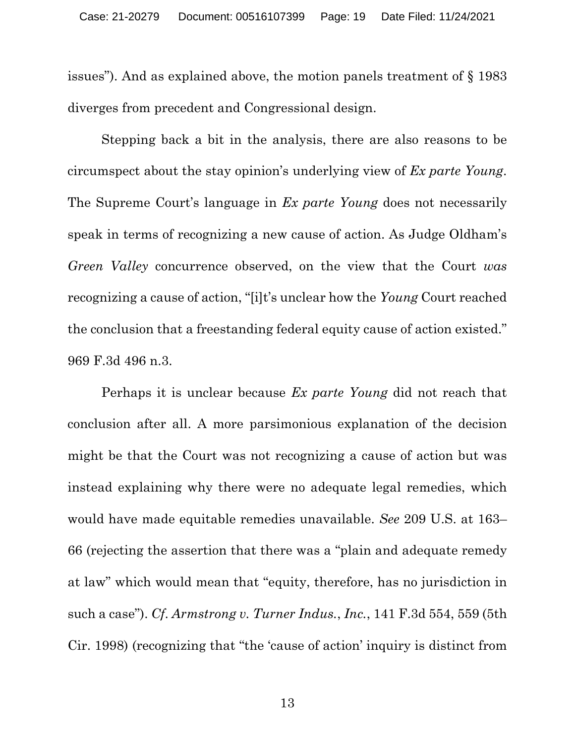issues"). And as explained above, the motion panels treatment of § 1983 diverges from precedent and Congressional design.

Stepping back a bit in the analysis, there are also reasons to be circumspect about the stay opinion's underlying view of *Ex parte Young*. The Supreme Court's language in *Ex parte Young* does not necessarily speak in terms of recognizing a new cause of action. As Judge Oldham's *Green Valley* concurrence observed, on the view that the Court *was* recognizing a cause of action, "[i]t's unclear how the *Young* Court reached the conclusion that a freestanding federal equity cause of action existed." 969 F.3d 496 n.3.

Perhaps it is unclear because *Ex parte Young* did not reach that conclusion after all. A more parsimonious explanation of the decision might be that the Court was not recognizing a cause of action but was instead explaining why there were no adequate legal remedies, which would have made equitable remedies unavailable. *See* 209 U.S. at 163–66 (rejecting the assertion that there was a "plain and adequate remedy at law" which would mean that "equity, therefore, has no jurisdiction in such a case"). *Cf. Armstrong v. Turner Indus., Inc.*, 141 F.3d 554, 559 (5th Cir. 1998) (recognizing that "the 'cause of action' inquiry is distinct from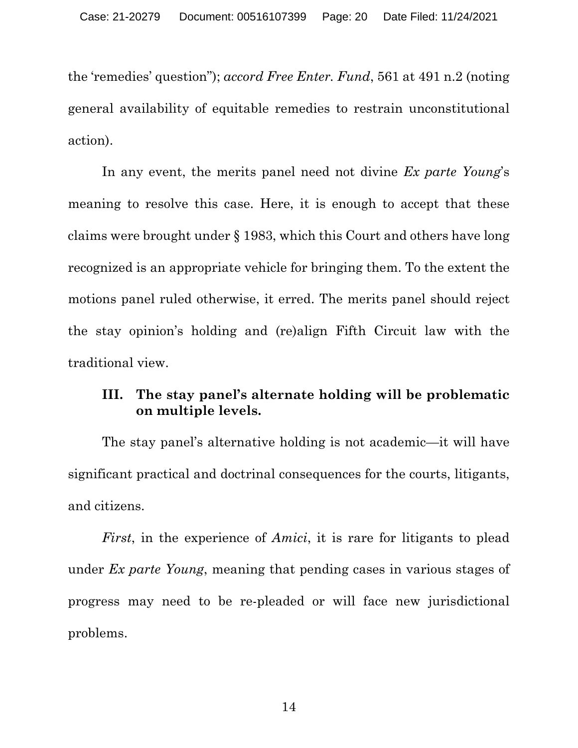the 'remedies' question"); *accord Free Enter. Fund*, 561 at 491 n.2 (noting general availability of equitable remedies to restrain unconstitutional action).

In any event, the merits panel need not divine *Ex parte Young*'s meaning to resolve this case. Here, it is enough to accept that these claims were brought under § 1983, which this Court and others have long recognized is an appropriate vehicle for bringing them. To the extent the motions panel ruled otherwise, it erred. The merits panel should reject the stay opinion's holding and (re)align Fifth Circuit law with the traditional view.

### III. The stay panel's alternate holding will be problematic on multiple levels.

The stay panel's alternative holding is not academic—it will have significant practical and doctrinal consequences for the courts, litigants, and citizens.

*First*, in the experience of *Amici*, it is rare for litigants to plead under *Ex parte Young*, meaning that pending cases in various stages of progress may need to be re-pleaded or will face new jurisdictional problems.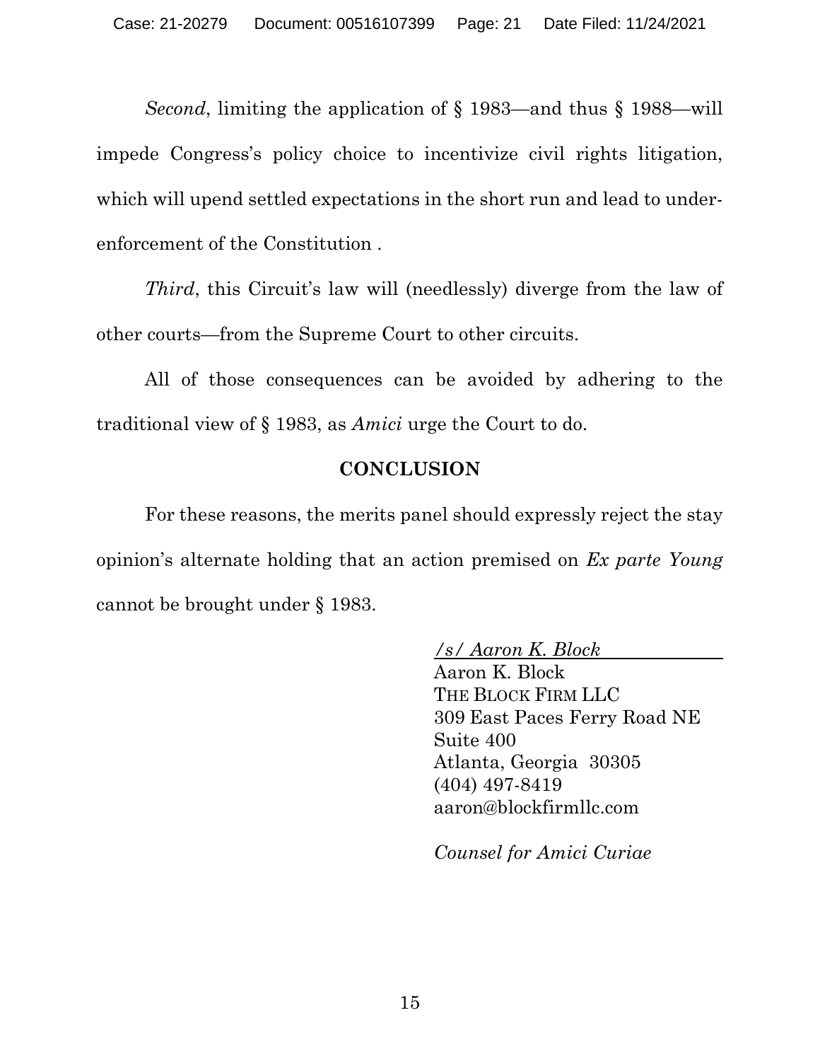*Second*, limiting the application of § 1983—and thus § 1988—will impede Congress's policy choice to incentivize civil rights litigation, which will upend settled expectations in the short run and lead to under-enforcement of the Constitution .

*Third*, this Circuit's law will (needlessly) diverge from the law of other courts—from the Supreme Court to other circuits.

All of those consequences can be avoided by adhering to the traditional view of § 1983, as *Amici* urge the Court to do.

## CONCLUSION

For these reasons, the merits panel should expressly reject the stay opinion's alternate holding that an action premised on *Ex parte Young* cannot be brought under § 1983.

*/s/ Aaron K. Block*
Aaron K. Block
THE BLOCK FIRM LLC
309 East Paces Ferry Road NE
Suite 400
Atlanta, Georgia 30305
(404) 497-8419
aaron@blockfirmllc.com

*Counsel for Amici Curiae*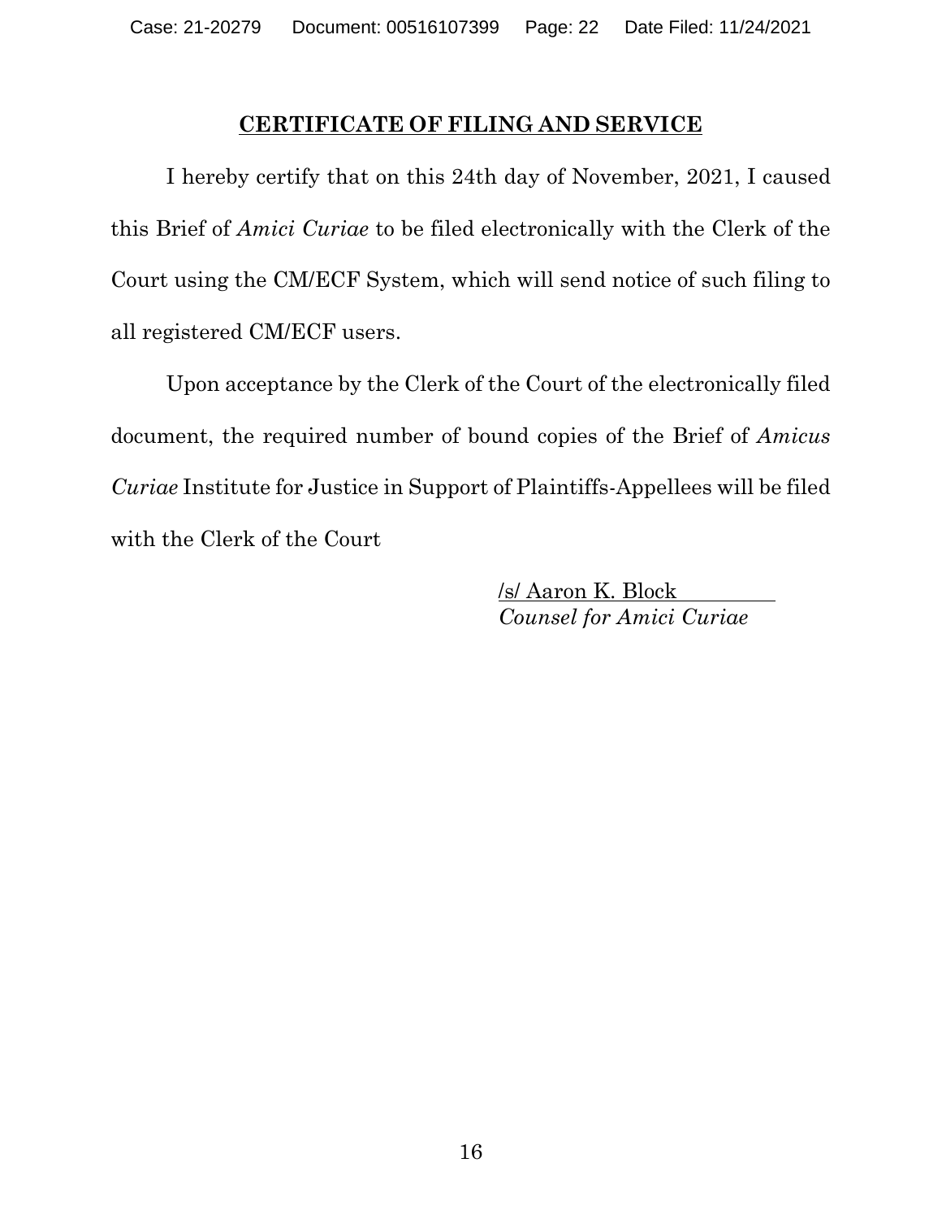## CERTIFICATE OF FILING AND SERVICE

I hereby certify that on this 24th day of November, 2021, I caused this Brief of *Amici Curiae* to be filed electronically with the Clerk of the Court using the CM/ECF System, which will send notice of such filing to all registered CM/ECF users.

Upon acceptance by the Clerk of the Court of the electronically filed document, the required number of bound copies of the Brief of *Amicus Curiae* Institute for Justice in Support of Plaintiffs-Appellees will be filed with the Clerk of the Court

/s/ Aaron K. Block
*Counsel for Amici Curiae*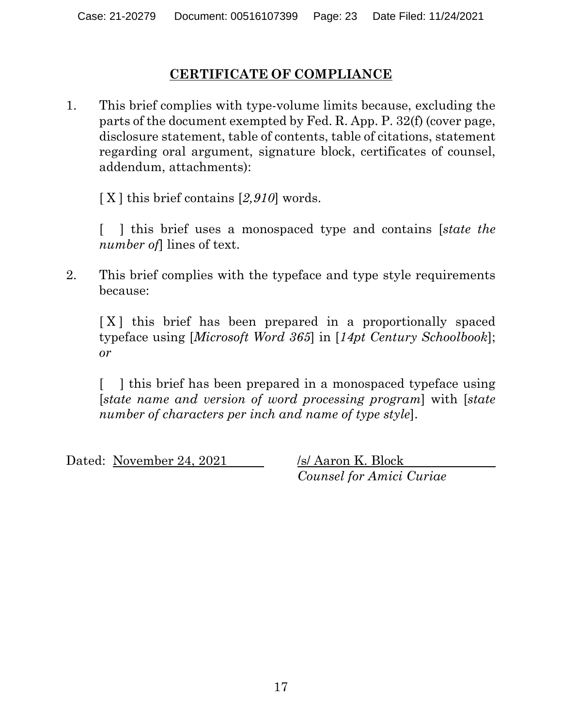# **CERTIFICATE OF COMPLIANCE**

1. This brief complies with type-volume limits because, excluding the parts of the document exempted by Fed. R. App. P. 32(f) (cover page, disclosure statement, table of contents, table of citations, statement regarding oral argument, signature block, certificates of counsel, addendum, attachments):

   [ X ] this brief contains [*2,910*] words.

   [ ] this brief uses a monospaced type and contains [*state the number of*] lines of text.

2. This brief complies with the typeface and type style requirements because:

   [ X ] this brief has been prepared in a proportionally spaced typeface using [*Microsoft Word 365*] in [*14pt Century Schoolbook*]; *or*

   [ ] this brief has been prepared in a monospaced typeface using [*state name and version of word processing program*] with [*state number of characters per inch and name of type style*].

Dated: November 24, 2021

/s/ Aaron K. Block
*Counsel for Amici Curiae*